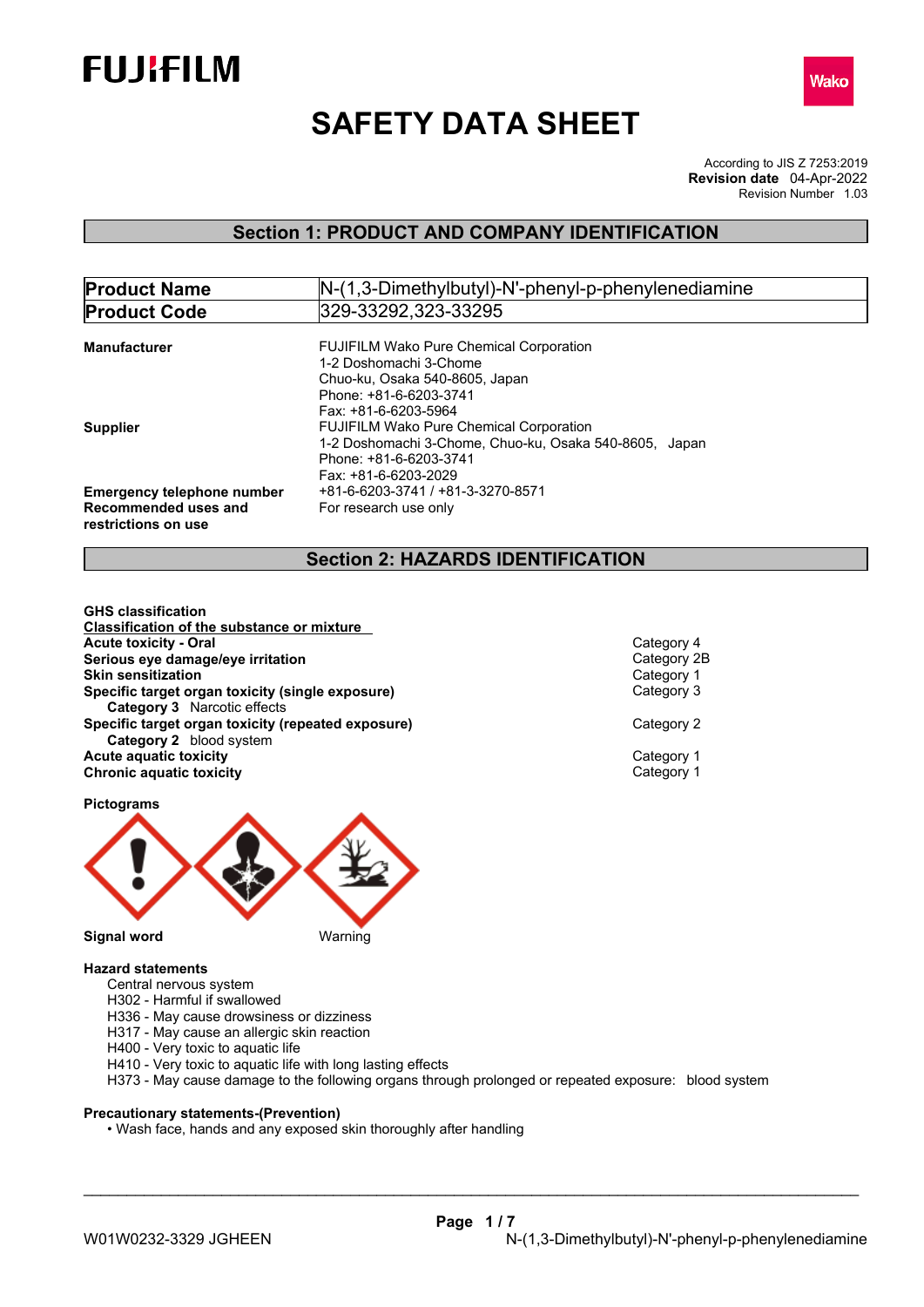FUJIFILM

Wako

# SAFETY DATA SHEET

According to JIS Z 7253:2019
**Revision date** 04-Apr-2022
Revision Number 1.03

## Section 1: PRODUCT AND COMPANY IDENTIFICATION

| **Product Name** | N-(1,3-Dimethylbutyl)-N'-phenyl-p-phenylenediamine |
|---|---|
| **Product Code** | 329-33292,323-33295 |

**Manufacturer**
FUJIFILM Wako Pure Chemical Corporation
1-2 Doshomachi 3-Chome
Chuo-ku, Osaka 540-8605, Japan
Phone: +81-6-6203-3741
Fax: +81-6-6203-5964

**Supplier**
FUJIFILM Wako Pure Chemical Corporation
1-2 Doshomachi 3-Chome, Chuo-ku, Osaka 540-8605, Japan
Phone: +81-6-6203-3741
Fax: +81-6-6203-2029

**Emergency telephone number** +81-6-6203-3741 / +81-3-3270-8571

**Recommended uses and restrictions on use** For research use only

## Section 2: HAZARDS IDENTIFICATION

**GHS classification**

**Classification of the substance or mixture**

| | |
|---|---|
| **Acute toxicity - Oral** | Category 4 |
| **Serious eye damage/eye irritation** | Category 2B |
| **Skin sensitization** | Category 1 |
| **Specific target organ toxicity (single exposure)** | Category 3 |
| **Category 3** Narcotic effects | |
| **Specific target organ toxicity (repeated exposure)** | Category 2 |
| **Category 2** blood system | |
| **Acute aquatic toxicity** | Category 1 |
| **Chronic aquatic toxicity** | Category 1 |

**Pictograms**

**Signal word** Warning

**Hazard statements**

Central nervous system
H302 - Harmful if swallowed
H336 - May cause drowsiness or dizziness
H317 - May cause an allergic skin reaction
H400 - Very toxic to aquatic life
H410 - Very toxic to aquatic life with long lasting effects
H373 - May cause damage to the following organs through prolonged or repeated exposure: blood system

**Precautionary statements-(Prevention)**

- Wash face, hands and any exposed skin thoroughly after handling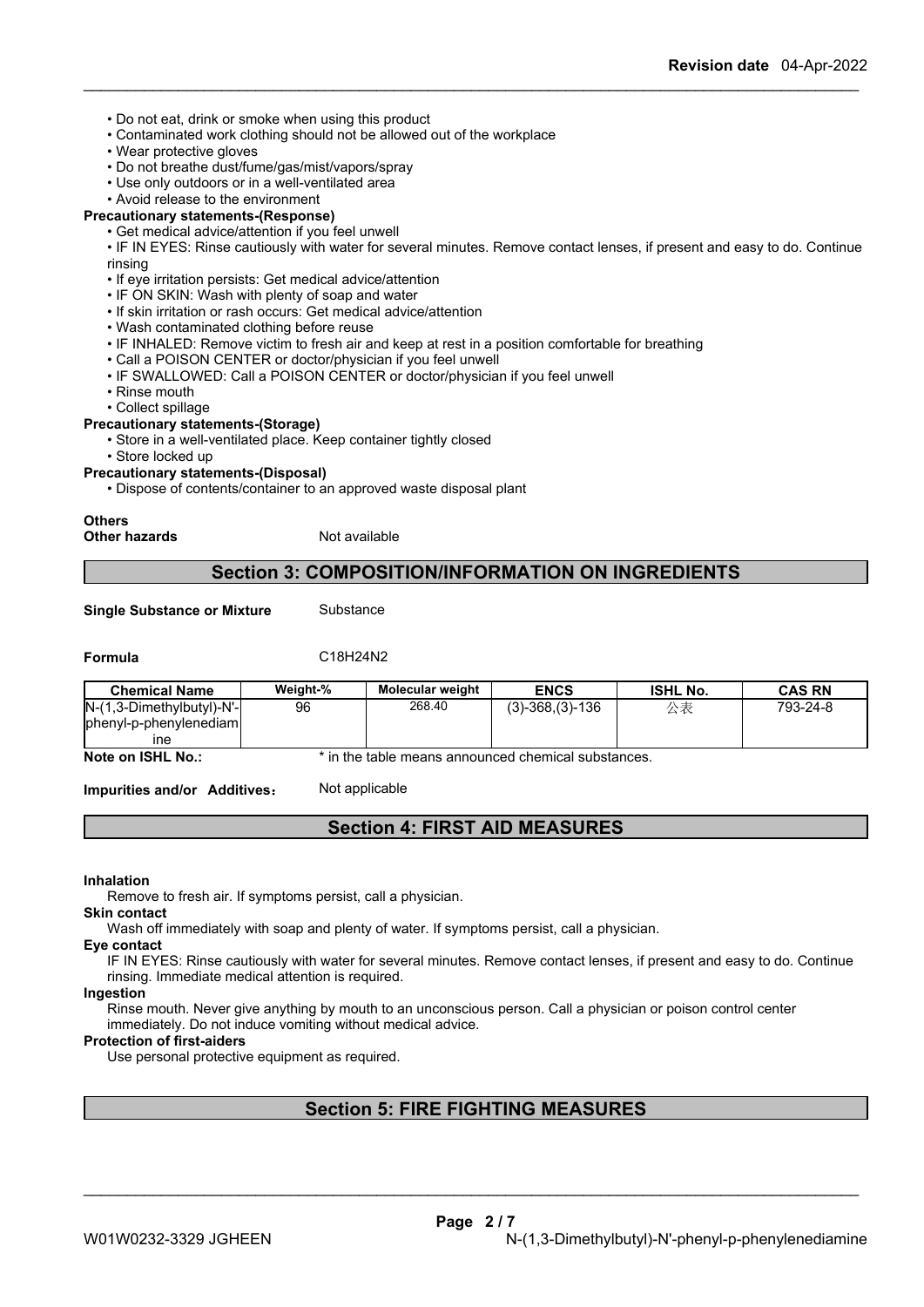- Do not eat, drink or smoke when using this product
- Contaminated work clothing should not be allowed out of the workplace
- Wear protective gloves
- Do not breathe dust/fume/gas/mist/vapors/spray
- Use only outdoors or in a well-ventilated area
- Avoid release to the environment

**Precautionary statements-(Response)**

- Get medical advice/attention if you feel unwell
- IF IN EYES: Rinse cautiously with water for several minutes. Remove contact lenses, if present and easy to do. Continue rinsing
- If eye irritation persists: Get medical advice/attention
- IF ON SKIN: Wash with plenty of soap and water
- If skin irritation or rash occurs: Get medical advice/attention
- Wash contaminated clothing before reuse
- IF INHALED: Remove victim to fresh air and keep at rest in a position comfortable for breathing
- Call a POISON CENTER or doctor/physician if you feel unwell
- IF SWALLOWED: Call a POISON CENTER or doctor/physician if you feel unwell
- Rinse mouth
- Collect spillage

**Precautionary statements-(Storage)**

- Store in a well-ventilated place. Keep container tightly closed
- Store locked up

**Precautionary statements-(Disposal)**

- Dispose of contents/container to an approved waste disposal plant

**Others**

**Other hazards** Not available

## Section 3: COMPOSITION/INFORMATION ON INGREDIENTS

**Single Substance or Mixture** Substance

**Formula** C18H24N2

| Chemical Name | Weight-% | Molecular weight | ENCS | ISHL No. | CAS RN |
|---|---|---|---|---|---|
| N-(1,3-Dimethylbutyl)-N'-phenyl-p-phenylenediamine | 96 | 268.40 | (3)-368,(3)-136 | 公表 | 793-24-8 |

**Note on ISHL No.:** * in the table means announced chemical substances.

**Impurities and/or Additives**: Not applicable

## Section 4: FIRST AID MEASURES

**Inhalation**

Remove to fresh air. If symptoms persist, call a physician.

**Skin contact**

Wash off immediately with soap and plenty of water. If symptoms persist, call a physician.

**Eye contact**

IF IN EYES: Rinse cautiously with water for several minutes. Remove contact lenses, if present and easy to do. Continue rinsing. Immediate medical attention is required.

**Ingestion**

Rinse mouth. Never give anything by mouth to an unconscious person. Call a physician or poison control center immediately. Do not induce vomiting without medical advice.

**Protection of first-aiders**

Use personal protective equipment as required.

## Section 5: FIRE FIGHTING MEASURES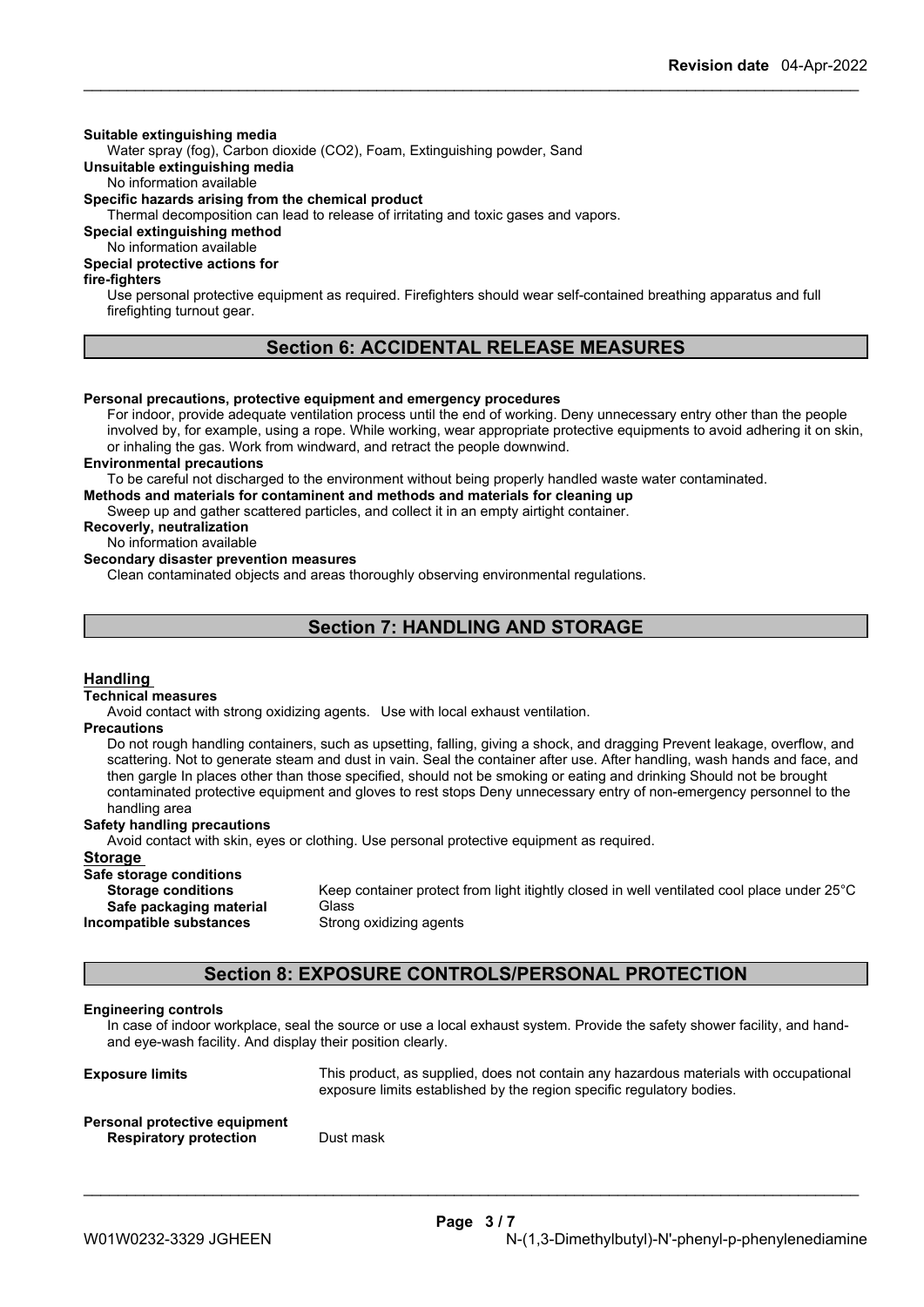**Suitable extinguishing media**

Water spray (fog), Carbon dioxide (CO2), Foam, Extinguishing powder, Sand

**Unsuitable extinguishing media**

No information available

**Specific hazards arising from the chemical product**

Thermal decomposition can lead to release of irritating and toxic gases and vapors.

**Special extinguishing method**

No information available

**Special protective actions for fire-fighters**

Use personal protective equipment as required. Firefighters should wear self-contained breathing apparatus and full firefighting turnout gear.

## Section 6: ACCIDENTAL RELEASE MEASURES

**Personal precautions, protective equipment and emergency procedures**

For indoor, provide adequate ventilation process until the end of working. Deny unnecessary entry other than the people involved by, for example, using a rope. While working, wear appropriate protective equipments to avoid adhering it on skin, or inhaling the gas. Work from windward, and retract the people downwind.

**Environmental precautions**

To be careful not discharged to the environment without being properly handled waste water contaminated.

**Methods and materials for contaminent and methods and materials for cleaning up**

Sweep up and gather scattered particles, and collect it in an empty airtight container.

**Recoverly, neutralization**

No information available

**Secondary disaster prevention measures**

Clean contaminated objects and areas thoroughly observing environmental regulations.

## Section 7: HANDLING AND STORAGE

### Handling

**Technical measures**

Avoid contact with strong oxidizing agents. Use with local exhaust ventilation.

**Precautions**

Do not rough handling containers, such as upsetting, falling, giving a shock, and dragging Prevent leakage, overflow, and scattering. Not to generate steam and dust in vain. Seal the container after use. After handling, wash hands and face, and then gargle In places other than those specified, should not be smoking or eating and drinking Should not be brought contaminated protective equipment and gloves to rest stops Deny unnecessary entry of non-emergency personnel to the handling area

**Safety handling precautions**

Avoid contact with skin, eyes or clothing. Use personal protective equipment as required.

### Storage

**Safe storage conditions**

| | |
|---|---|
| **Storage conditions** | Keep container protect from light itightly closed in well ventilated cool place under 25°C |
| **Safe packaging material** | Glass |
| **Incompatible substances** | Strong oxidizing agents |

## Section 8: EXPOSURE CONTROLS/PERSONAL PROTECTION

**Engineering controls**

In case of indoor workplace, seal the source or use a local exhaust system. Provide the safety shower facility, and hand- and eye-wash facility. And display their position clearly.

| | |
|---|---|
| **Exposure limits** | This product, as supplied, does not contain any hazardous materials with occupational exposure limits established by the region specific regulatory bodies. |

**Personal protective equipment**

| | |
|---|---|
| **Respiratory protection** | Dust mask |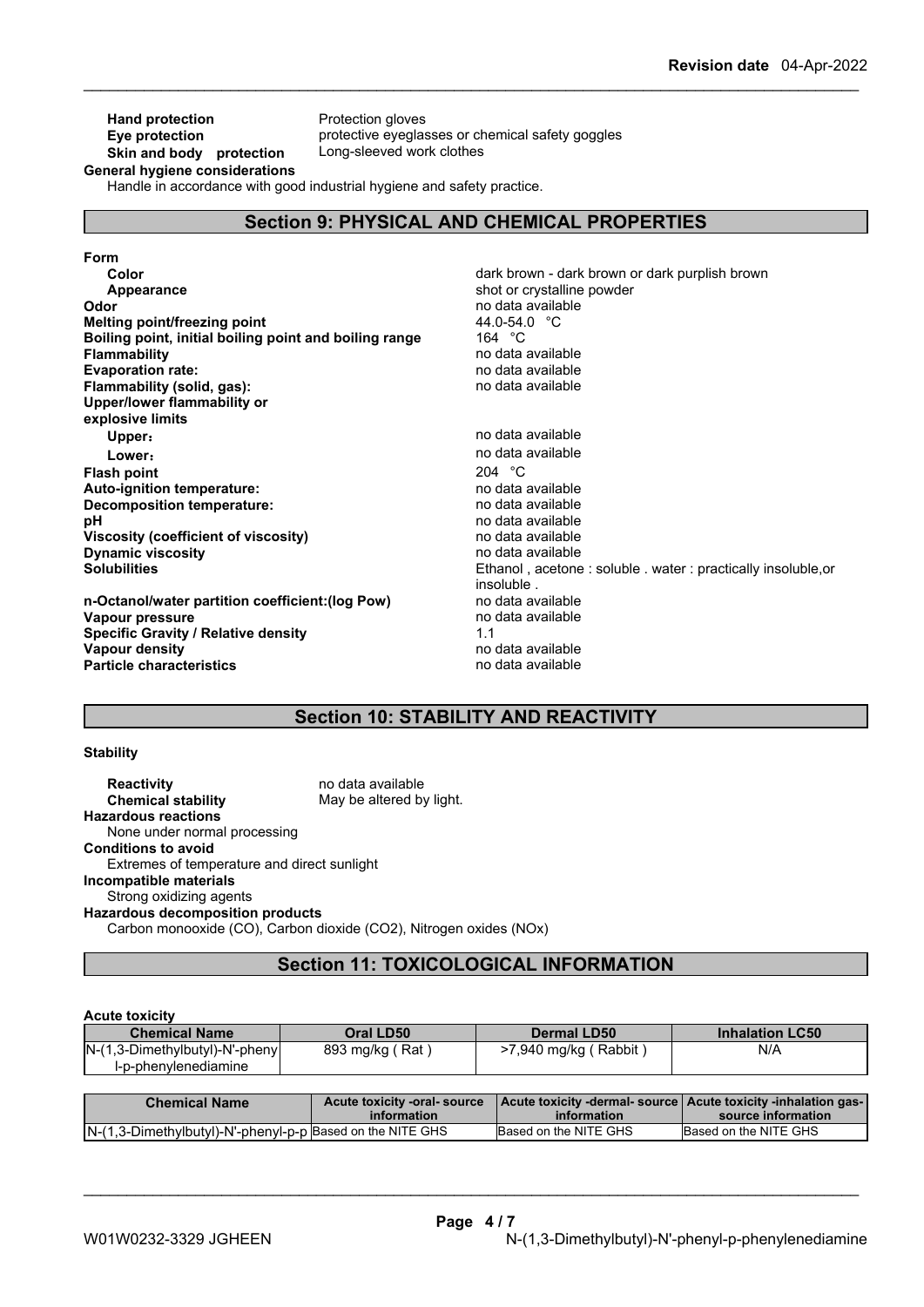**Hand protection** Protection gloves
**Eye protection** protective eyeglasses or chemical safety goggles
**Skin and body protection** Long-sleeved work clothes

**General hygiene considerations**

Handle in accordance with good industrial hygiene and safety practice.

## Section 9: PHYSICAL AND CHEMICAL PROPERTIES

**Form**

| | |
|---|---|
| **Color** | dark brown - dark brown or dark purplish brown |
| **Appearance** | shot or crystalline powder |
| **Odor** | no data available |
| **Melting point/freezing point** | 44.0-54.0 °C |
| **Boiling point, initial boiling point and boiling range** | 164 °C |
| **Flammability** | no data available |
| **Evaporation rate:** | no data available |
| **Flammability (solid, gas):** | no data available |
| **Upper/lower flammability or explosive limits** | |
| **Upper:** | no data available |
| **Lower:** | no data available |
| **Flash point** | 204 °C |
| **Auto-ignition temperature:** | no data available |
| **Decomposition temperature:** | no data available |
| **pH** | no data available |
| **Viscosity (coefficient of viscosity)** | no data available |
| **Dynamic viscosity** | no data available |
| **Solubilities** | Ethanol , acetone : soluble . water : practically insoluble,or insoluble . |
| **n-Octanol/water partition coefficient:(log Pow)** | no data available |
| **Vapour pressure** | no data available |
| **Specific Gravity / Relative density** | 1.1 |
| **Vapour density** | no data available |
| **Particle characteristics** | no data available |

## Section 10: STABILITY AND REACTIVITY

**Stability**

**Reactivity** no data available
**Chemical stability** May be altered by light.

**Hazardous reactions**

None under normal processing

**Conditions to avoid**

Extremes of temperature and direct sunlight

**Incompatible materials**

Strong oxidizing agents

**Hazardous decomposition products**

Carbon monooxide (CO), Carbon dioxide ($CO_2$), Nitrogen oxides (NOx)

## Section 11: TOXICOLOGICAL INFORMATION

**Acute toxicity**

| Chemical Name | Oral LD50 | Dermal LD50 | Inhalation LC50 |
|---|---|---|---|
| N-(1,3-Dimethylbutyl)-N'-phenyl-p-phenylenediamine | 893 mg/kg ( Rat ) | >7,940 mg/kg ( Rabbit ) | N/A |

| Chemical Name | Acute toxicity -oral- source information | Acute toxicity -dermal- source information | Acute toxicity -inhalation gas- source information |
|---|---|---|---|
| N-(1,3-Dimethylbutyl)-N'-phenyl-p-p | Based on the NITE GHS | Based on the NITE GHS | Based on the NITE GHS |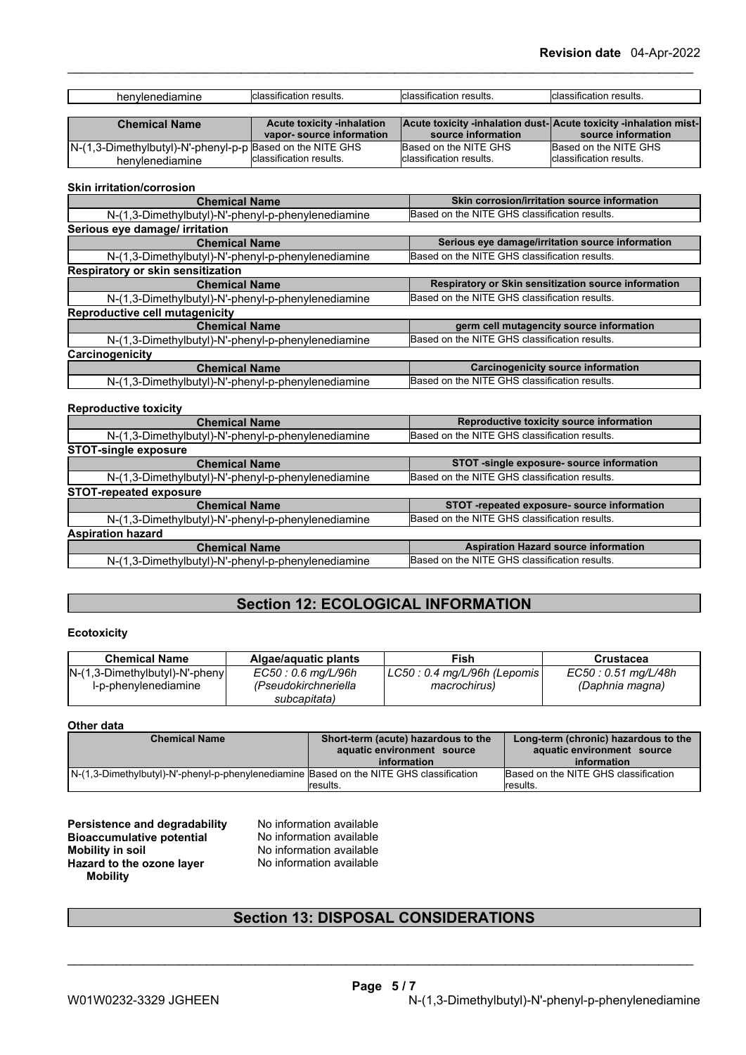| henylenediamine | classification results. | classification results. | classification results. |
|---|---|---|---|

| Chemical Name | Acute toxicity -inhalation vapor- source information | Acute toxicity -inhalation dust- source information | Acute toxicity -inhalation mist- source information |
|---|---|---|---|
| N-(1,3-Dimethylbutyl)-N'-phenyl-p-phenylenediamine | Based on the NITE GHS classification results. | Based on the NITE GHS classification results. | Based on the NITE GHS classification results. |

**Skin irritation/corrosion**

| Chemical Name | Skin corrosion/irritation source information |
|---|---|
| N-(1,3-Dimethylbutyl)-N'-phenyl-p-phenylenediamine | Based on the NITE GHS classification results. |

**Serious eye damage/ irritation**

| Chemical Name | Serious eye damage/irritation source information |
|---|---|
| N-(1,3-Dimethylbutyl)-N'-phenyl-p-phenylenediamine | Based on the NITE GHS classification results. |

**Respiratory or skin sensitization**

| Chemical Name | Respiratory or Skin sensitization source information |
|---|---|
| N-(1,3-Dimethylbutyl)-N'-phenyl-p-phenylenediamine | Based on the NITE GHS classification results. |

**Reproductive cell mutagenicity**

| Chemical Name | germ cell mutagencity source information |
|---|---|
| N-(1,3-Dimethylbutyl)-N'-phenyl-p-phenylenediamine | Based on the NITE GHS classification results. |

**Carcinogenicity**

| Chemical Name | Carcinogenicity source information |
|---|---|
| N-(1,3-Dimethylbutyl)-N'-phenyl-p-phenylenediamine | Based on the NITE GHS classification results. |

**Reproductive toxicity**

| Chemical Name | Reproductive toxicity source information |
|---|---|
| N-(1,3-Dimethylbutyl)-N'-phenyl-p-phenylenediamine | Based on the NITE GHS classification results. |

**STOT-single exposure**

| Chemical Name | STOT -single exposure- source information |
|---|---|
| N-(1,3-Dimethylbutyl)-N'-phenyl-p-phenylenediamine | Based on the NITE GHS classification results. |

**STOT-repeated exposure**

| Chemical Name | STOT -repeated exposure- source information |
|---|---|
| N-(1,3-Dimethylbutyl)-N'-phenyl-p-phenylenediamine | Based on the NITE GHS classification results. |

**Aspiration hazard**

| Chemical Name | Aspiration Hazard source information |
|---|---|
| N-(1,3-Dimethylbutyl)-N'-phenyl-p-phenylenediamine | Based on the NITE GHS classification results. |

## Section 12: ECOLOGICAL INFORMATION

**Ecotoxicity**

| Chemical Name | Algae/aquatic plants | Fish | Crustacea |
|---|---|---|---|
| N-(1,3-Dimethylbutyl)-N'-phenyl-p-phenylenediamine | *EC50 : 0.6 mg/L/96h (Pseudokirchneriella subcapitata)* | *LC50 : 0.4 mg/L/96h (Lepomis macrochirus)* | *EC50 : 0.51 mg/L/48h (Daphnia magna)* |

**Other data**

| Chemical Name | Short-term (acute) hazardous to the aquatic environment source information | Long-term (chronic) hazardous to the aquatic environment source information |
|---|---|---|
| N-(1,3-Dimethylbutyl)-N'-phenyl-p-phenylenediamine | Based on the NITE GHS classification results. | Based on the NITE GHS classification results. |

**Persistence and degradability** No information available
**Bioaccumulative potential** No information available
**Mobility in soil** No information available
**Hazard to the ozone layer** No information available
**Mobility**

## Section 13: DISPOSAL CONSIDERATIONS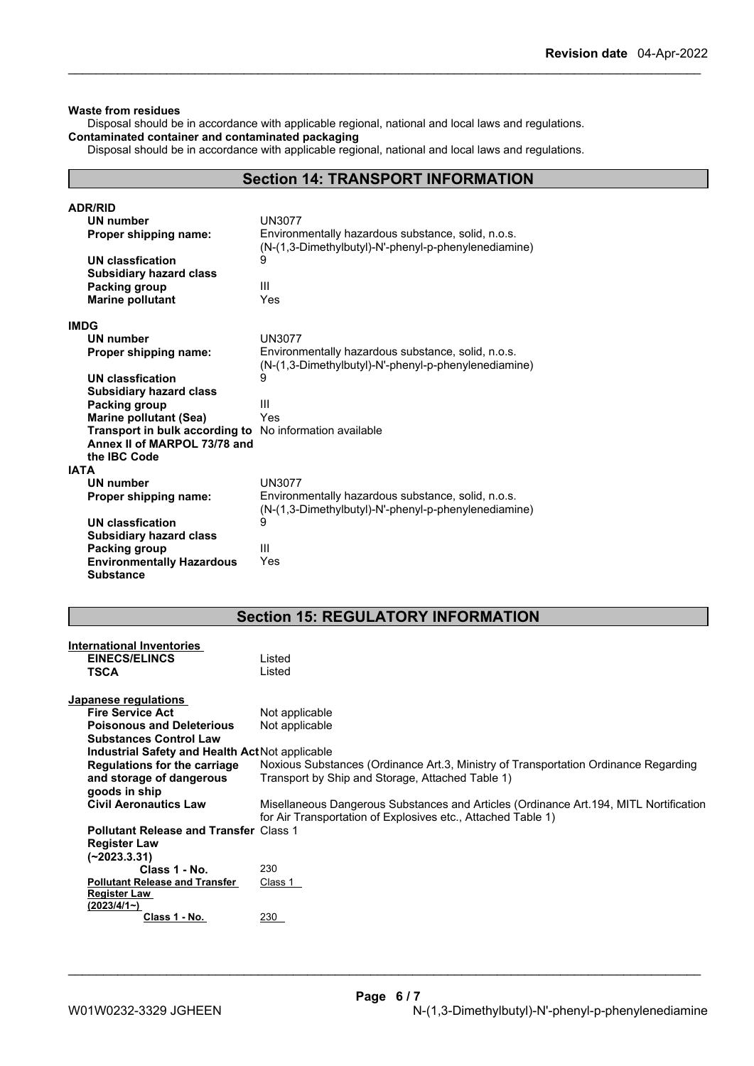**Waste from residues**

Disposal should be in accordance with applicable regional, national and local laws and regulations.

**Contaminated container and contaminated packaging**

Disposal should be in accordance with applicable regional, national and local laws and regulations.

## Section 14: TRANSPORT INFORMATION

**ADR/RID**

| | |
|---|---|
| **UN number** | UN3077 |
| **Proper shipping name:** | Environmentally hazardous substance, solid, n.o.s. (N-(1,3-Dimethylbutyl)-N'-phenyl-p-phenylenediamine) |
| **UN classfication** | 9 |
| **Subsidiary hazard class** | |
| **Packing group** | III |
| **Marine pollutant** | Yes |

**IMDG**

| | |
|---|---|
| **UN number** | UN3077 |
| **Proper shipping name:** | Environmentally hazardous substance, solid, n.o.s. (N-(1,3-Dimethylbutyl)-N'-phenyl-p-phenylenediamine) |
| **UN classfication** | 9 |
| **Subsidiary hazard class** | |
| **Packing group** | III |
| **Marine pollutant (Sea)** | Yes |
| **Transport in bulk according to Annex II of MARPOL 73/78 and the IBC Code** | No information available |

**IATA**

| | |
|---|---|
| **UN number** | UN3077 |
| **Proper shipping name:** | Environmentally hazardous substance, solid, n.o.s. (N-(1,3-Dimethylbutyl)-N'-phenyl-p-phenylenediamine) |
| **UN classfication** | 9 |
| **Subsidiary hazard class** | |
| **Packing group** | III |
| **Environmentally Hazardous Substance** | Yes |

## Section 15: REGULATORY INFORMATION

**International Inventories**

| | |
|---|---|
| **EINECS/ELINCS** | Listed |
| **TSCA** | Listed |

**Japanese regulations**

| | |
|---|---|
| **Fire Service Act** | Not applicable |
| **Poisonous and Deleterious Substances Control Law** | Not applicable |
| **Industrial Safety and Health Act** | Not applicable |
| **Regulations for the carriage and storage of dangerous goods in ship** | Noxious Substances (Ordinance Art.3, Ministry of Transportation Ordinance Regarding Transport by Ship and Storage, Attached Table 1) |
| **Civil Aeronautics Law** | Misellaneous Dangerous Substances and Articles (Ordinance Art.194, MITL Nortification for Air Transportation of Explosives etc., Attached Table 1) |
| **Pollutant Release and Transfer Register Law (~2023.3.31)** | Class 1 |
| **Class 1 - No.** | 230 |
| **Pollutant Release and Transfer Register Law (2023/4/1~)** | Class 1 |
| **Class 1 - No.** | 230 |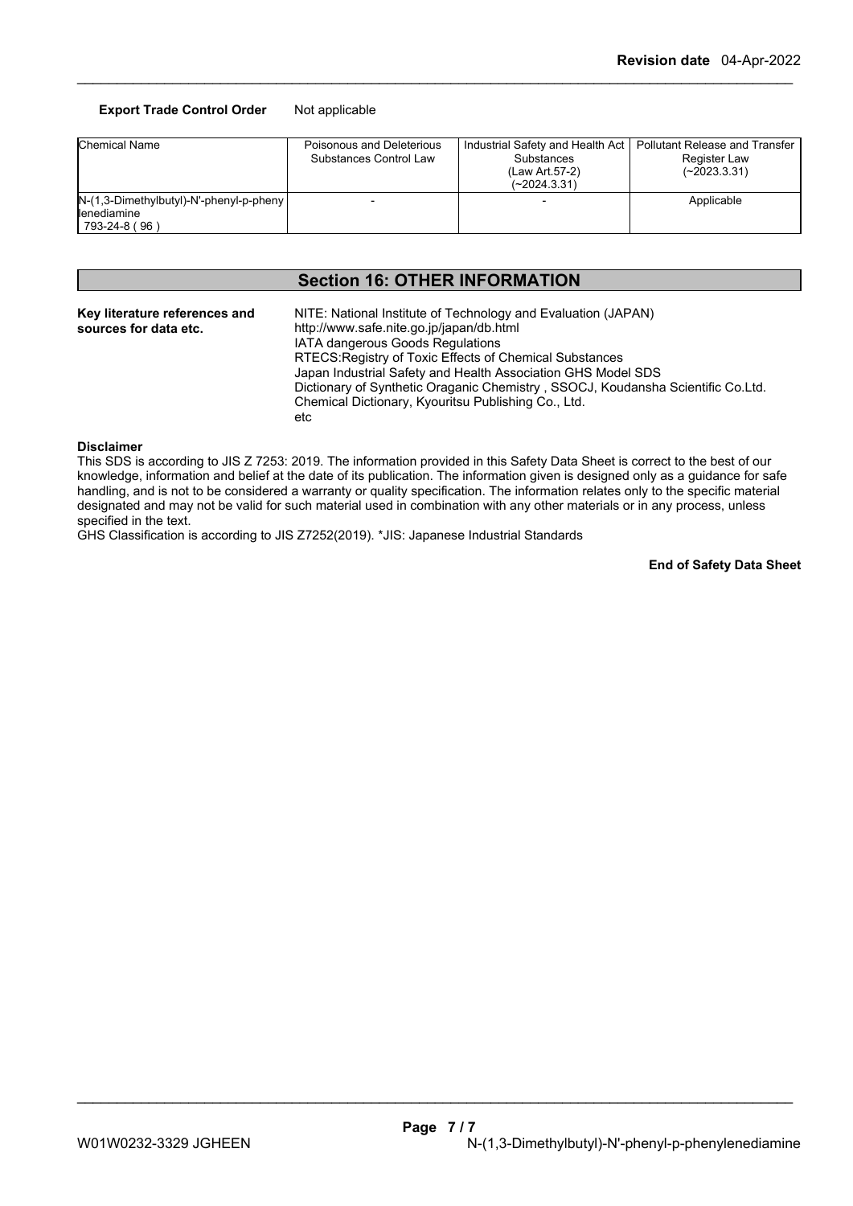**Export Trade Control Order** Not applicable

| Chemical Name | Poisonous and Deleterious Substances Control Law | Industrial Safety and Health Act Substances (Law Art.57-2) (~2024.3.31) | Pollutant Release and Transfer Register Law (~2023.3.31) |
| --- | --- | --- | --- |
| N-(1,3-Dimethylbutyl)-N'-phenyl-p-phenylenediamine 793-24-8 ( 96 ) | - | - | Applicable |

## Section 16: OTHER INFORMATION

**Key literature references and sources for data etc.**

NITE: National Institute of Technology and Evaluation (JAPAN)
http://www.safe.nite.go.jp/japan/db.html
IATA dangerous Goods Regulations
RTECS:Registry of Toxic Effects of Chemical Substances
Japan Industrial Safety and Health Association GHS Model SDS
Dictionary of Synthetic Oraganic Chemistry , SSOCJ, Koudansha Scientific Co.Ltd.
Chemical Dictionary, Kyouritsu Publishing Co., Ltd.
etc

**Disclaimer**

This SDS is according to JIS Z 7253: 2019. The information provided in this Safety Data Sheet is correct to the best of our knowledge, information and belief at the date of its publication. The information given is designed only as a guidance for safe handling, and is not to be considered a warranty or quality specification. The information relates only to the specific material designated and may not be valid for such material used in combination with any other materials or in any process, unless specified in the text.
GHS Classification is according to JIS Z7252(2019). *JIS: Japanese Industrial Standards

**End of Safety Data Sheet**